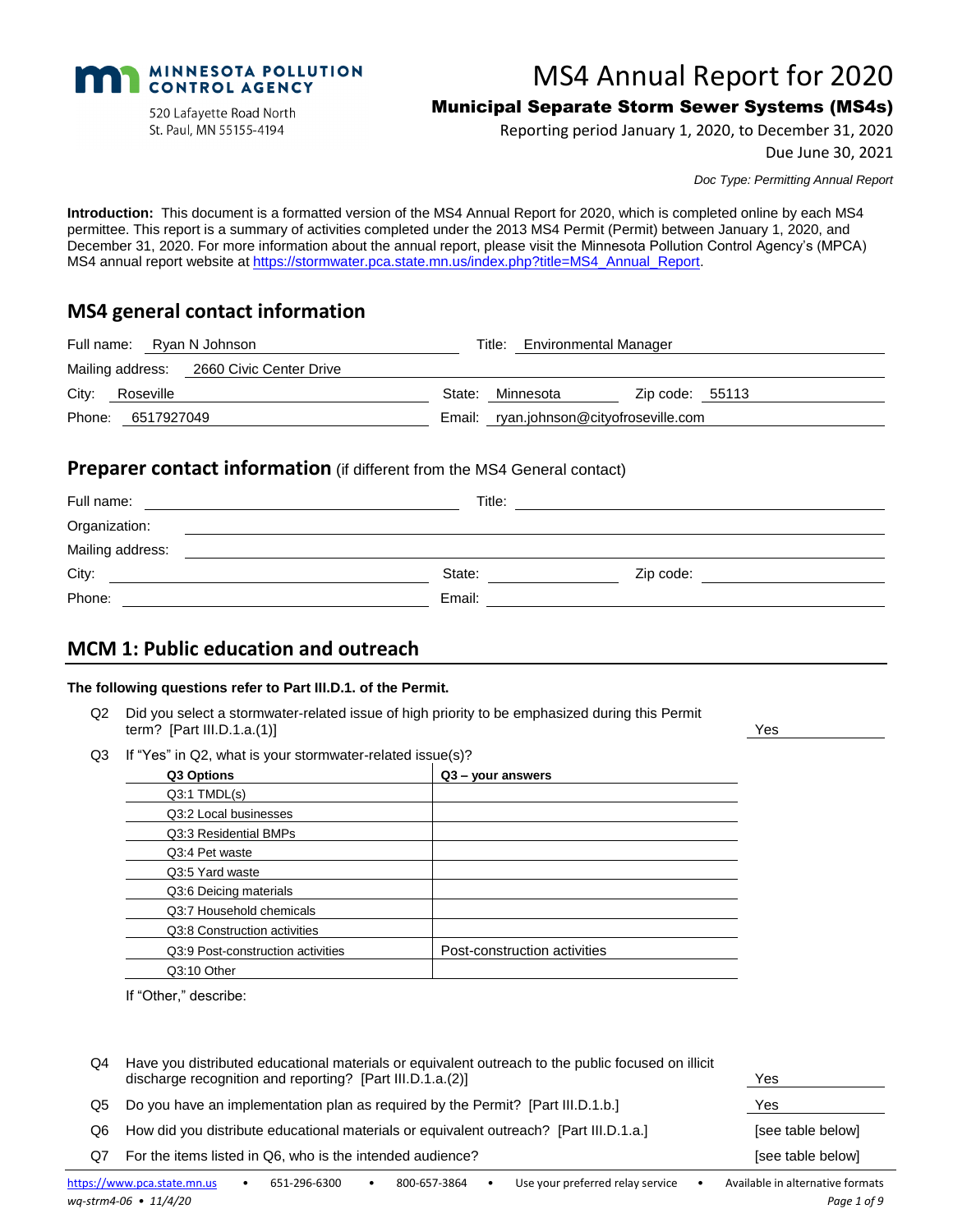MINNESOTA POLLUTION CONTROL AGENCY

520 Lafayette Road North
St. Paul, MN 55155-4194

# MS4 Annual Report for 2020

## Municipal Separate Storm Sewer Systems (MS4s)

Reporting period January 1, 2020, to December 31, 2020

Due June 30, 2021

*Doc Type: Permitting Annual Report*

**Introduction:** This document is a formatted version of the MS4 Annual Report for 2020, which is completed online by each MS4 permittee. This report is a summary of activities completed under the 2013 MS4 Permit (Permit) between January 1, 2020, and December 31, 2020. For more information about the annual report, please visit the Minnesota Pollution Control Agency's (MPCA) MS4 annual report website at https://stormwater.pca.state.mn.us/index.php?title=MS4_Annual_Report.

## MS4 general contact information

Full name: Ryan N Johnson
Title: Environmental Manager
Mailing address: 2660 Civic Center Drive
City: Roseville
State: Minnesota
Zip code: 55113
Phone: 6517927049
Email: ryan.johnson@cityofroseville.com

## Preparer contact information (if different from the MS4 General contact)

Full name:
Title:
Organization:
Mailing address:
City:
State:
Zip code:
Phone:
Email:

## MCM 1: Public education and outreach

**The following questions refer to Part III.D.1. of the Permit.**

Q2 Did you select a stormwater-related issue of high priority to be emphasized during this Permit term? [Part III.D.1.a.(1)] — Yes

Q3 If "Yes" in Q2, what is your stormwater-related issue(s)?

| Q3 Options | Q3 – your answers |
|---|---|
| Q3:1 TMDL(s) | |
| Q3:2 Local businesses | |
| Q3:3 Residential BMPs | |
| Q3:4 Pet waste | |
| Q3:5 Yard waste | |
| Q3:6 Deicing materials | |
| Q3:7 Household chemicals | |
| Q3:8 Construction activities | |
| Q3:9 Post-construction activities | Post-construction activities |
| Q3:10 Other | |

If "Other," describe:

Q4 Have you distributed educational materials or equivalent outreach to the public focused on illicit discharge recognition and reporting? [Part III.D.1.a.(2)] — Yes

Q5 Do you have an implementation plan as required by the Permit? [Part III.D.1.b.] — Yes

Q6 How did you distribute educational materials or equivalent outreach? [Part III.D.1.a.] — [see table below]

Q7 For the items listed in Q6, who is the intended audience? — [see table below]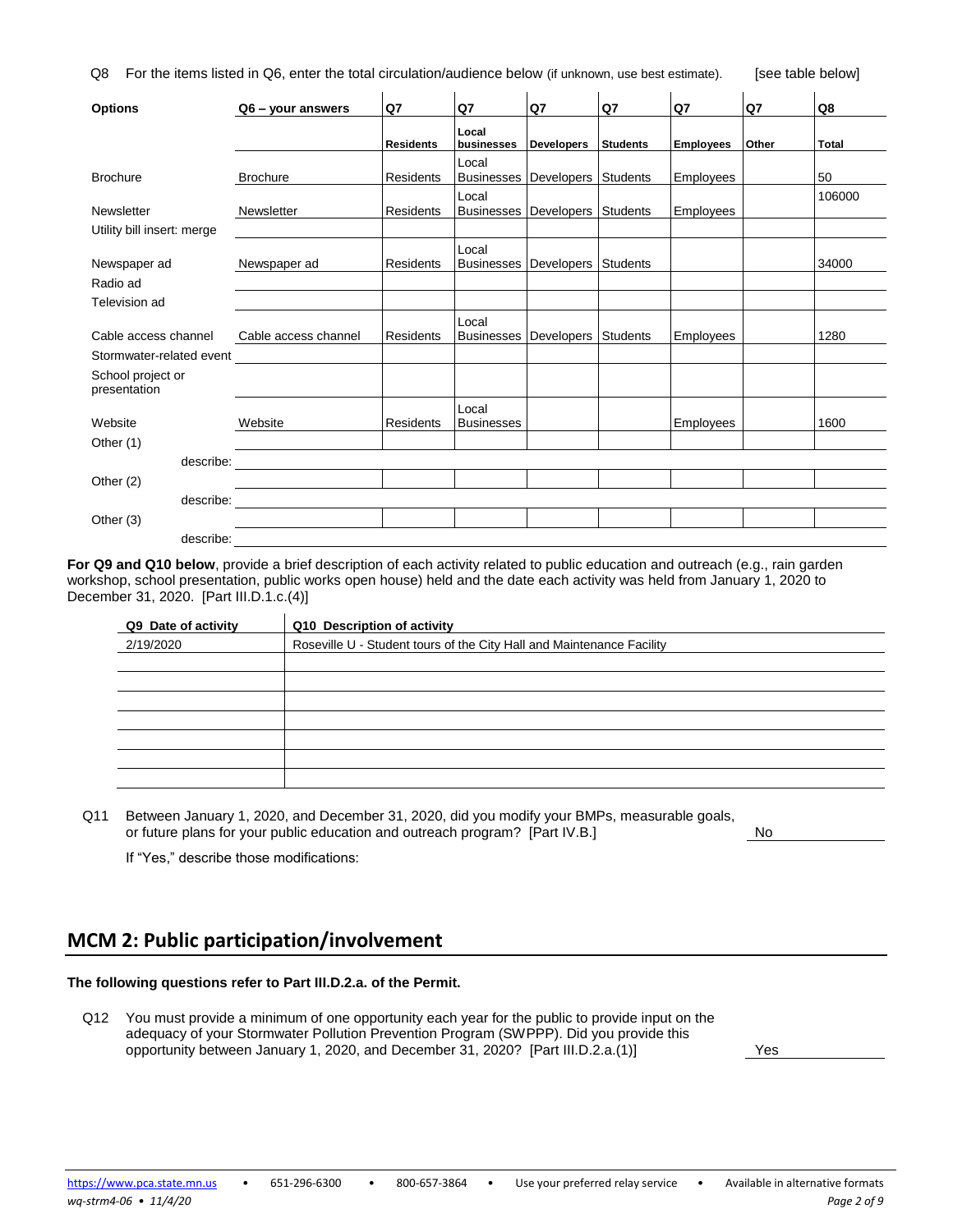Q8 For the items listed in Q6, enter the total circulation/audience below (if unknown, use best estimate). [see table below]

| Options | Q6 – your answers | Q7 | Q7 | Q7 | Q7 | Q7 | Q7 | Q8 |
|---|---|---|---|---|---|---|---|---|
| | | Residents | Local businesses | Developers | Students | Employees | Other | Total |
| Brochure | Brochure | Residents | Local Businesses | Developers | Students | Employees | | 50 |
| Newsletter | Newsletter | Residents | Local Businesses | Developers | Students | Employees | | 106000 |
| Utility bill insert: merge | | | | | | | | |
| Newspaper ad | Newspaper ad | Residents | Local Businesses | Developers | Students | | | 34000 |
| Radio ad | | | | | | | | |
| Television ad | | | | | | | | |
| Cable access channel | Cable access channel | Residents | Local Businesses | Developers | Students | Employees | | 1280 |
| Stormwater-related event | | | | | | | | |
| School project or presentation | | | | | | | | |
| Website | Website | Residents | Local Businesses | | | Employees | | 1600 |
| Other (1) | | | | | | | | |
| describe: | | | | | | | | |
| Other (2) | | | | | | | | |
| describe: | | | | | | | | |
| Other (3) | | | | | | | | |
| describe: | | | | | | | | |

**For Q9 and Q10 below**, provide a brief description of each activity related to public education and outreach (e.g., rain garden workshop, school presentation, public works open house) held and the date each activity was held from January 1, 2020 to December 31, 2020. [Part III.D.1.c.(4)]

| Q9 Date of activity | Q10 Description of activity |
|---|---|
| 2/19/2020 | Roseville U - Student tours of the City Hall and Maintenance Facility |
| | |
| | |
| | |
| | |
| | |
| | |

Q11 Between January 1, 2020, and December 31, 2020, did you modify your BMPs, measurable goals, or future plans for your public education and outreach program? [Part IV.B.] No

If "Yes," describe those modifications:

## MCM 2: Public participation/involvement

**The following questions refer to Part III.D.2.a. of the Permit.**

Q12 You must provide a minimum of one opportunity each year for the public to provide input on the adequacy of your Stormwater Pollution Prevention Program (SWPPP). Did you provide this opportunity between January 1, 2020, and December 31, 2020? [Part III.D.2.a.(1)] Yes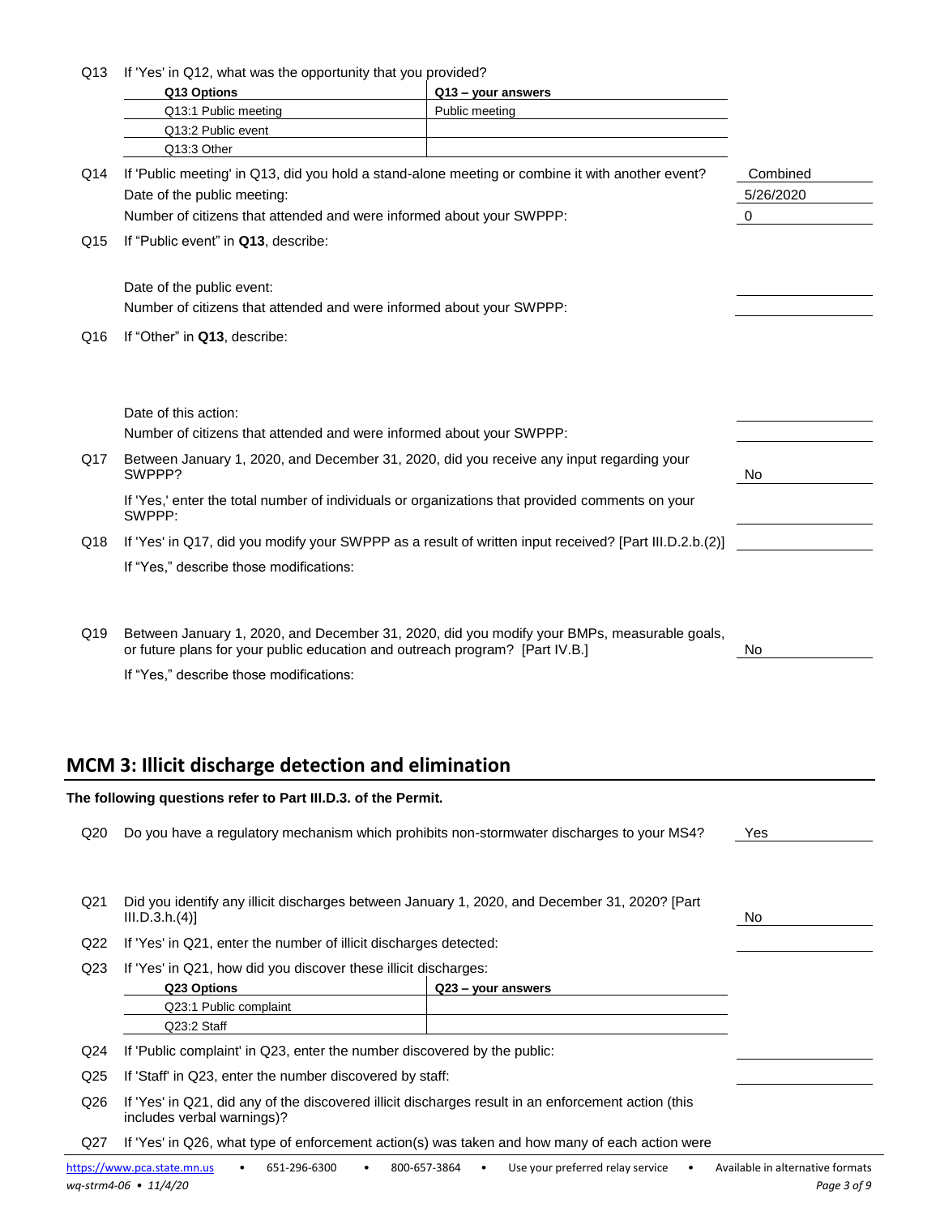Q13 If 'Yes' in Q12, what was the opportunity that you provided?

| Q13 Options | Q13 – your answers |
|---|---|
| Q13:1 Public meeting | Public meeting |
| Q13:2 Public event | |
| Q13:3 Other | |

Q14 If 'Public meeting' in Q13, did you hold a stand-alone meeting or combine it with another event? Combined

Date of the public meeting: 5/26/2020

Number of citizens that attended and were informed about your SWPPP: 0

Q15 If "Public event" in **Q13**, describe:

Date of the public event:

Number of citizens that attended and were informed about your SWPPP:

Q16 If "Other" in **Q13**, describe:

Date of this action:

Number of citizens that attended and were informed about your SWPPP:

Q17 Between January 1, 2020, and December 31, 2020, did you receive any input regarding your SWPPP? No

If 'Yes,' enter the total number of individuals or organizations that provided comments on your SWPPP:

Q18 If 'Yes' in Q17, did you modify your SWPPP as a result of written input received? [Part III.D.2.b.(2)]

If "Yes," describe those modifications:

Q19 Between January 1, 2020, and December 31, 2020, did you modify your BMPs, measurable goals, or future plans for your public education and outreach program? [Part IV.B.] No

If "Yes," describe those modifications:

## MCM 3: Illicit discharge detection and elimination

**The following questions refer to Part III.D.3. of the Permit.**

Q20 Do you have a regulatory mechanism which prohibits non-stormwater discharges to your MS4? Yes

Q21 Did you identify any illicit discharges between January 1, 2020, and December 31, 2020? [Part III.D.3.h.(4)] No

Q22 If 'Yes' in Q21, enter the number of illicit discharges detected:

Q23 If 'Yes' in Q21, how did you discover these illicit discharges:

| Q23 Options | Q23 – your answers |
|---|---|
| Q23:1 Public complaint | |
| Q23:2 Staff | |

Q24 If 'Public complaint' in Q23, enter the number discovered by the public:

Q25 If 'Staff' in Q23, enter the number discovered by staff:

Q26 If 'Yes' in Q21, did any of the discovered illicit discharges result in an enforcement action (this includes verbal warnings)?

Q27 If 'Yes' in Q26, what type of enforcement action(s) was taken and how many of each action were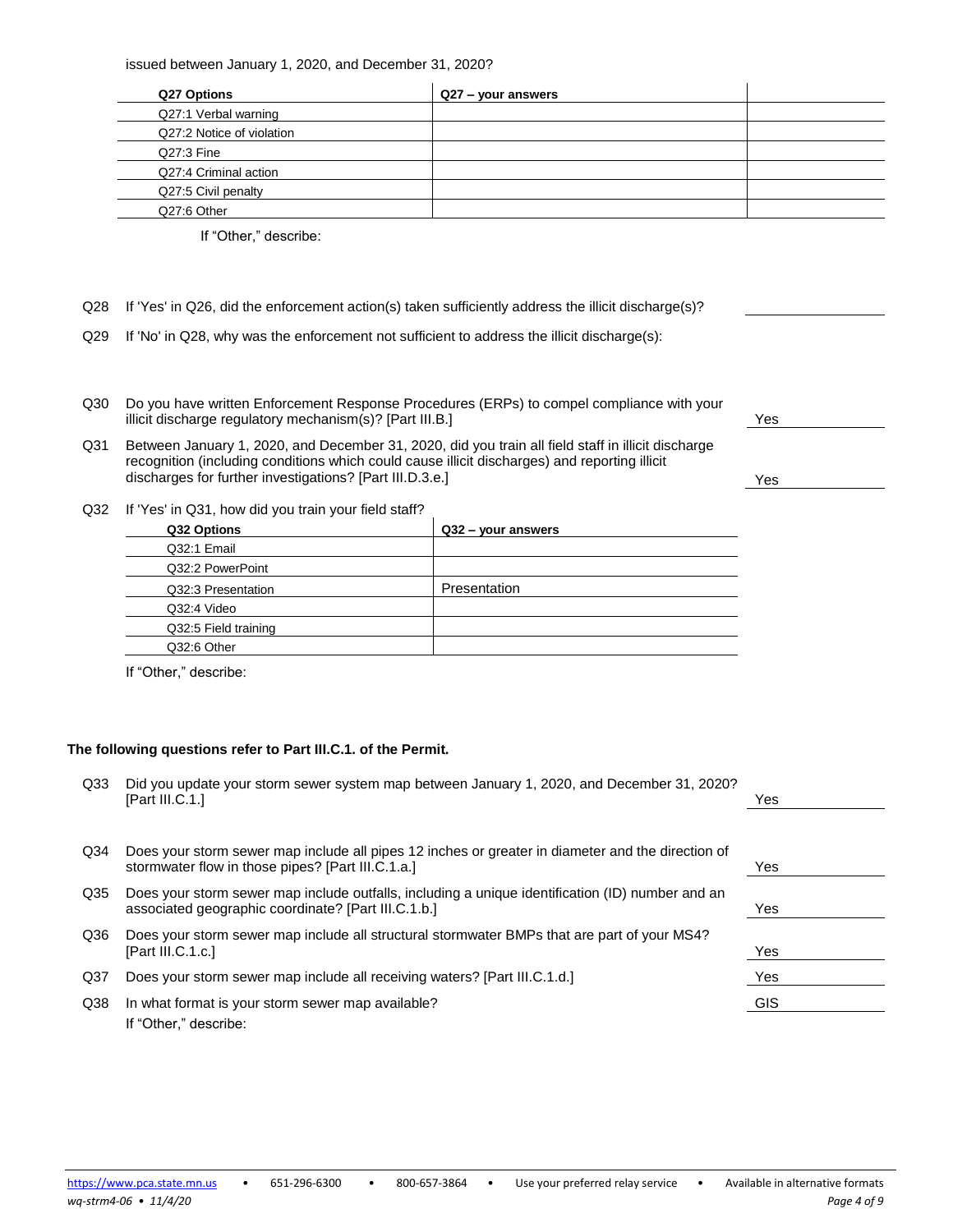issued between January 1, 2020, and December 31, 2020?

| Q27 Options | Q27 – your answers | |
|---|---|---|
| Q27:1 Verbal warning | | |
| Q27:2 Notice of violation | | |
| Q27:3 Fine | | |
| Q27:4 Criminal action | | |
| Q27:5 Civil penalty | | |
| Q27:6 Other | | |

If "Other," describe:

Q28 If 'Yes' in Q26, did the enforcement action(s) taken sufficiently address the illicit discharge(s)?

Q29 If 'No' in Q28, why was the enforcement not sufficient to address the illicit discharge(s):

Q30 Do you have written Enforcement Response Procedures (ERPs) to compel compliance with your illicit discharge regulatory mechanism(s)? [Part III.B.] **Yes**

Q31 Between January 1, 2020, and December 31, 2020, did you train all field staff in illicit discharge recognition (including conditions which could cause illicit discharges) and reporting illicit discharges for further investigations? [Part III.D.3.e.] **Yes**

Q32 If 'Yes' in Q31, how did you train your field staff?

| Q32 Options | Q32 – your answers |
|---|---|
| Q32:1 Email | |
| Q32:2 PowerPoint | |
| Q32:3 Presentation | Presentation |
| Q32:4 Video | |
| Q32:5 Field training | |
| Q32:6 Other | |

If "Other," describe:

**The following questions refer to Part III.C.1. of the Permit.**

Q33 Did you update your storm sewer system map between January 1, 2020, and December 31, 2020? [Part III.C.1.] **Yes**

Q34 Does your storm sewer map include all pipes 12 inches or greater in diameter and the direction of stormwater flow in those pipes? [Part III.C.1.a.] **Yes**

Q35 Does your storm sewer map include outfalls, including a unique identification (ID) number and an associated geographic coordinate? [Part III.C.1.b.] **Yes**

Q36 Does your storm sewer map include all structural stormwater BMPs that are part of your MS4? [Part III.C.1.c.] **Yes**

Q37 Does your storm sewer map include all receiving waters? [Part III.C.1.d.] **Yes**

Q38 In what format is your storm sewer map available? **GIS**

If "Other," describe: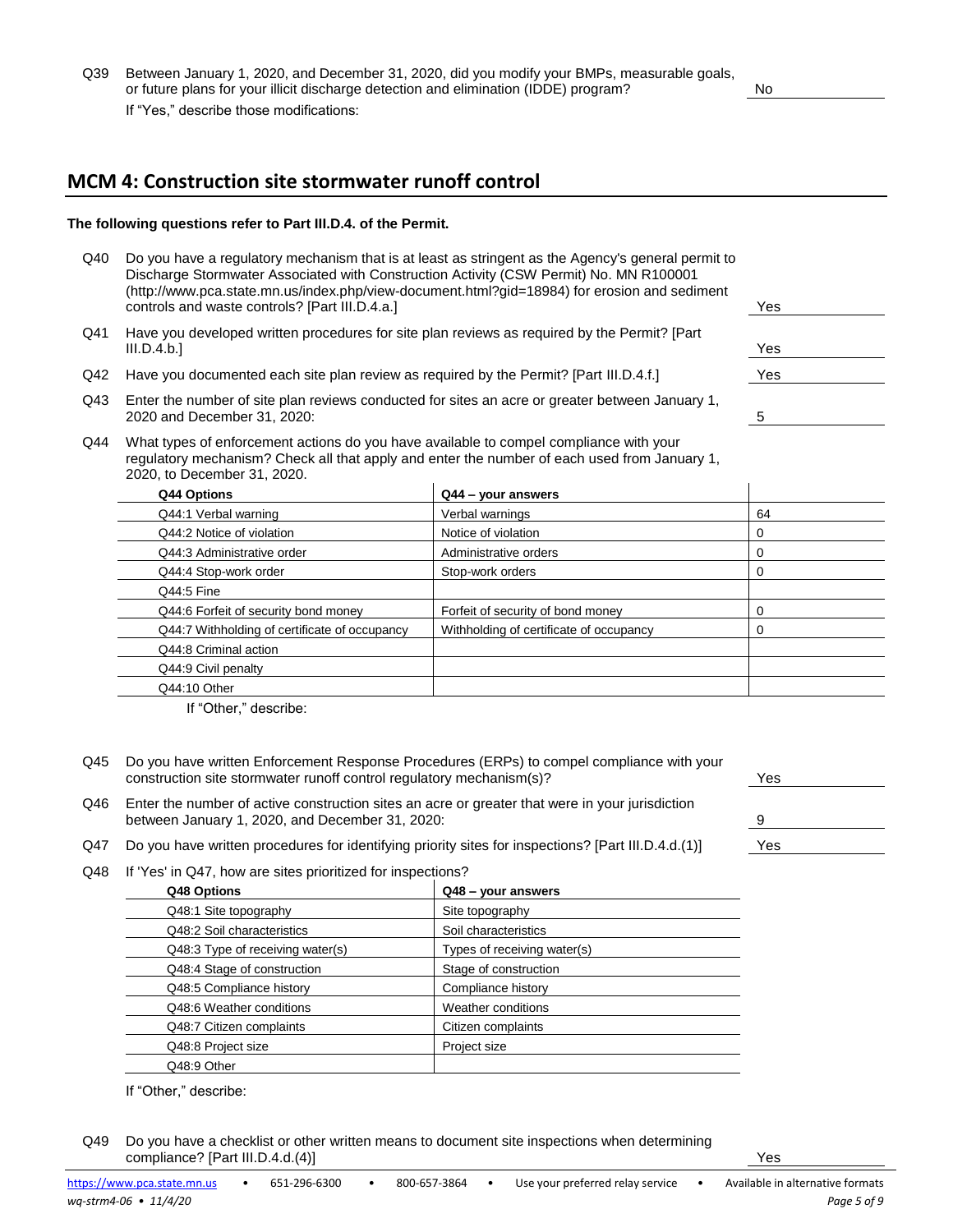Q39 Between January 1, 2020, and December 31, 2020, did you modify your BMPs, measurable goals, or future plans for your illicit discharge detection and elimination (IDDE) program? **No**

If "Yes," describe those modifications:

## MCM 4: Construction site stormwater runoff control

**The following questions refer to Part III.D.4. of the Permit.**

Q40 Do you have a regulatory mechanism that is at least as stringent as the Agency's general permit to Discharge Stormwater Associated with Construction Activity (CSW Permit) No. MN R100001 (http://www.pca.state.mn.us/index.php/view-document.html?gid=18984) for erosion and sediment controls and waste controls? [Part III.D.4.a.] **Yes**

Q41 Have you developed written procedures for site plan reviews as required by the Permit? [Part III.D.4.b.] **Yes**

Q42 Have you documented each site plan review as required by the Permit? [Part III.D.4.f.] **Yes**

Q43 Enter the number of site plan reviews conducted for sites an acre or greater between January 1, 2020 and December 31, 2020: **5**

Q44 What types of enforcement actions do you have available to compel compliance with your regulatory mechanism? Check all that apply and enter the number of each used from January 1, 2020, to December 31, 2020.

| Q44 Options | Q44 – your answers | |
|---|---|---|
| Q44:1 Verbal warning | Verbal warnings | 64 |
| Q44:2 Notice of violation | Notice of violation | 0 |
| Q44:3 Administrative order | Administrative orders | 0 |
| Q44:4 Stop-work order | Stop-work orders | 0 |
| Q44:5 Fine | | |
| Q44:6 Forfeit of security bond money | Forfeit of security of bond money | 0 |
| Q44:7 Withholding of certificate of occupancy | Withholding of certificate of occupancy | 0 |
| Q44:8 Criminal action | | |
| Q44:9 Civil penalty | | |
| Q44:10 Other | | |

If "Other," describe:

Q45 Do you have written Enforcement Response Procedures (ERPs) to compel compliance with your construction site stormwater runoff control regulatory mechanism(s)? **Yes**

Q46 Enter the number of active construction sites an acre or greater that were in your jurisdiction between January 1, 2020, and December 31, 2020: **9**

Q47 Do you have written procedures for identifying priority sites for inspections? [Part III.D.4.d.(1)] **Yes**

Q48 If 'Yes' in Q47, how are sites prioritized for inspections?

| Q48 Options | Q48 – your answers |
|---|---|
| Q48:1 Site topography | Site topography |
| Q48:2 Soil characteristics | Soil characteristics |
| Q48:3 Type of receiving water(s) | Types of receiving water(s) |
| Q48:4 Stage of construction | Stage of construction |
| Q48:5 Compliance history | Compliance history |
| Q48:6 Weather conditions | Weather conditions |
| Q48:7 Citizen complaints | Citizen complaints |
| Q48:8 Project size | Project size |
| Q48:9 Other | |

If "Other," describe:

Q49 Do you have a checklist or other written means to document site inspections when determining compliance? [Part III.D.4.d.(4)] **Yes**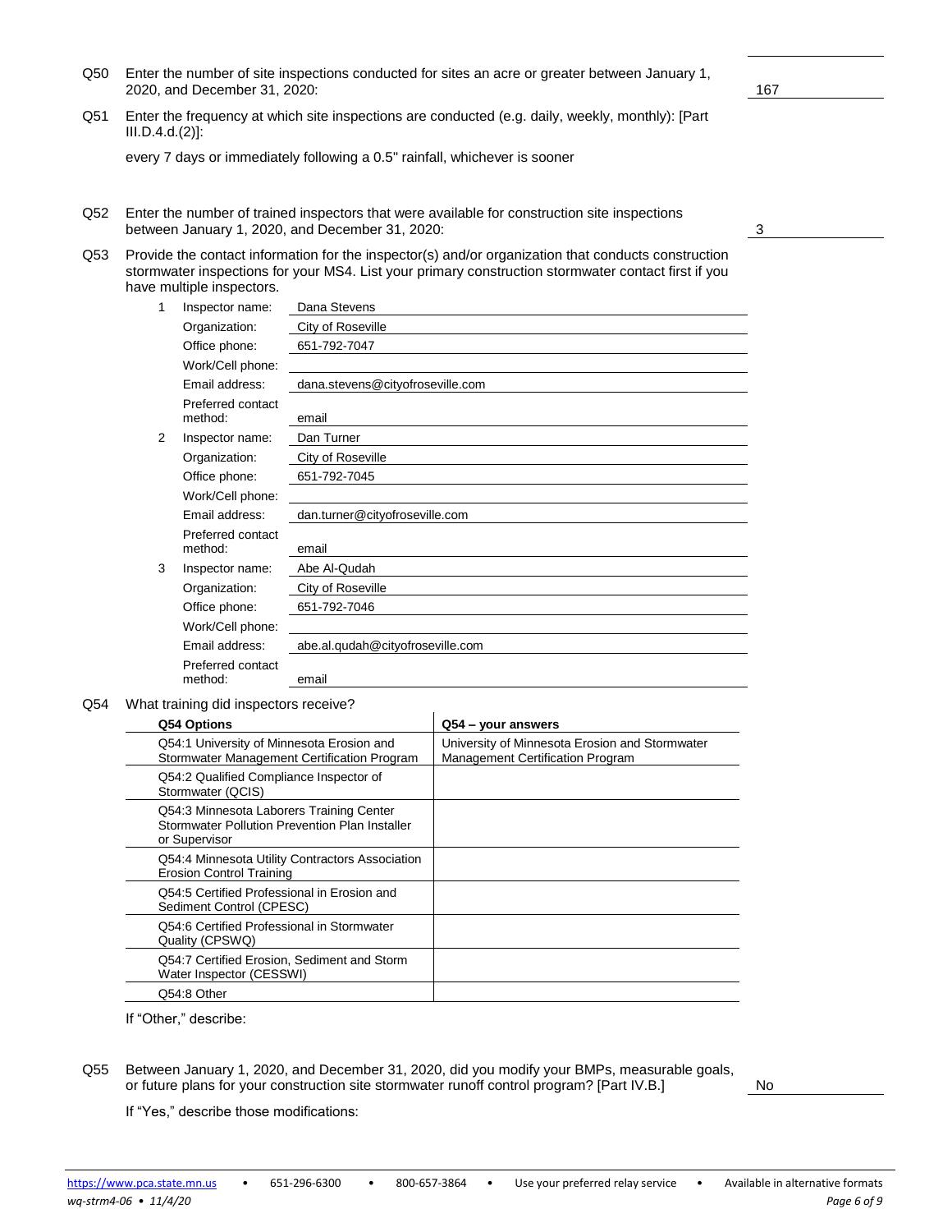Q50 Enter the number of site inspections conducted for sites an acre or greater between January 1, 2020, and December 31, 2020: **167**

Q51 Enter the frequency at which site inspections are conducted (e.g. daily, weekly, monthly): [Part III.D.4.d.(2)]:

every 7 days or immediately following a 0.5" rainfall, whichever is sooner

Q52 Enter the number of trained inspectors that were available for construction site inspections between January 1, 2020, and December 31, 2020: **3**

Q53 Provide the contact information for the inspector(s) and/or organization that conducts construction stormwater inspections for your MS4. List your primary construction stormwater contact first if you have multiple inspectors.

1. Inspector name: Dana Stevens
   Organization: City of Roseville
   Office phone: 651-792-7047
   Work/Cell phone:
   Email address: dana.stevens@cityofroseville.com
   Preferred contact method: email

2. Inspector name: Dan Turner
   Organization: City of Roseville
   Office phone: 651-792-7045
   Work/Cell phone:
   Email address: dan.turner@cityofroseville.com
   Preferred contact method: email

3. Inspector name: Abe Al-Qudah
   Organization: City of Roseville
   Office phone: 651-792-7046
   Work/Cell phone:
   Email address: abe.al.qudah@cityofroseville.com
   Preferred contact method: email

Q54 What training did inspectors receive?

| Q54 Options | Q54 – your answers |
|---|---|
| Q54:1 University of Minnesota Erosion and Stormwater Management Certification Program | University of Minnesota Erosion and Stormwater Management Certification Program |
| Q54:2 Qualified Compliance Inspector of Stormwater (QCIS) | |
| Q54:3 Minnesota Laborers Training Center Stormwater Pollution Prevention Plan Installer or Supervisor | |
| Q54:4 Minnesota Utility Contractors Association Erosion Control Training | |
| Q54:5 Certified Professional in Erosion and Sediment Control (CPESC) | |
| Q54:6 Certified Professional in Stormwater Quality (CPSWQ) | |
| Q54:7 Certified Erosion, Sediment and Storm Water Inspector (CESSWI) | |
| Q54:8 Other | |

If "Other," describe:

Q55 Between January 1, 2020, and December 31, 2020, did you modify your BMPs, measurable goals, or future plans for your construction site stormwater runoff control program? [Part IV.B.] **No**

If "Yes," describe those modifications: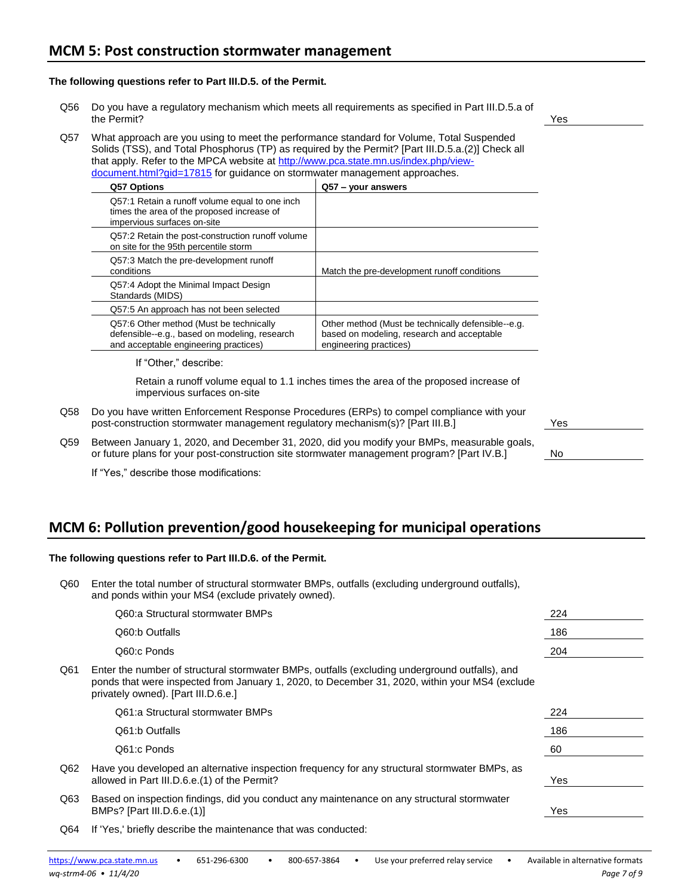## MCM 5: Post construction stormwater management

**The following questions refer to Part III.D.5. of the Permit.**

Q56 Do you have a regulatory mechanism which meets all requirements as specified in Part III.D.5.a of the Permit? Yes

Q57 What approach are you using to meet the performance standard for Volume, Total Suspended Solids (TSS), and Total Phosphorus (TP) as required by the Permit? [Part III.D.5.a.(2)] Check all that apply. Refer to the MPCA website at http://www.pca.state.mn.us/index.php/view-document.html?gid=17815 for guidance on stormwater management approaches.

| Q57 Options | Q57 – your answers |
|---|---|
| Q57:1 Retain a runoff volume equal to one inch times the area of the proposed increase of impervious surfaces on-site | |
| Q57:2 Retain the post-construction runoff volume on site for the 95th percentile storm | |
| Q57:3 Match the pre-development runoff conditions | Match the pre-development runoff conditions |
| Q57:4 Adopt the Minimal Impact Design Standards (MIDS) | |
| Q57:5 An approach has not been selected | |
| Q57:6 Other method (Must be technically defensible--e.g., based on modeling, research and acceptable engineering practices) | Other method (Must be technically defensible--e.g. based on modeling, research and acceptable engineering practices) |

If "Other," describe:

Retain a runoff volume equal to 1.1 inches times the area of the proposed increase of impervious surfaces on-site

Q58 Do you have written Enforcement Response Procedures (ERPs) to compel compliance with your post-construction stormwater management regulatory mechanism(s)? [Part III.B.] Yes

Q59 Between January 1, 2020, and December 31, 2020, did you modify your BMPs, measurable goals, or future plans for your post-construction site stormwater management program? [Part IV.B.] No

If "Yes," describe those modifications:

## MCM 6: Pollution prevention/good housekeeping for municipal operations

**The following questions refer to Part III.D.6. of the Permit.**

Q60 Enter the total number of structural stormwater BMPs, outfalls (excluding underground outfalls), and ponds within your MS4 (exclude privately owned).

- Q60:a Structural stormwater BMPs: 224
- Q60:b Outfalls: 186
- Q60:c Ponds: 204

Q61 Enter the number of structural stormwater BMPs, outfalls (excluding underground outfalls), and ponds that were inspected from January 1, 2020, to December 31, 2020, within your MS4 (exclude privately owned). [Part III.D.6.e.]

- Q61:a Structural stormwater BMPs: 224
- Q61:b Outfalls: 186
- Q61:c Ponds: 60

Q62 Have you developed an alternative inspection frequency for any structural stormwater BMPs, as allowed in Part III.D.6.e.(1) of the Permit? Yes

Q63 Based on inspection findings, did you conduct any maintenance on any structural stormwater BMPs? [Part III.D.6.e.(1)] Yes

Q64 If 'Yes,' briefly describe the maintenance that was conducted: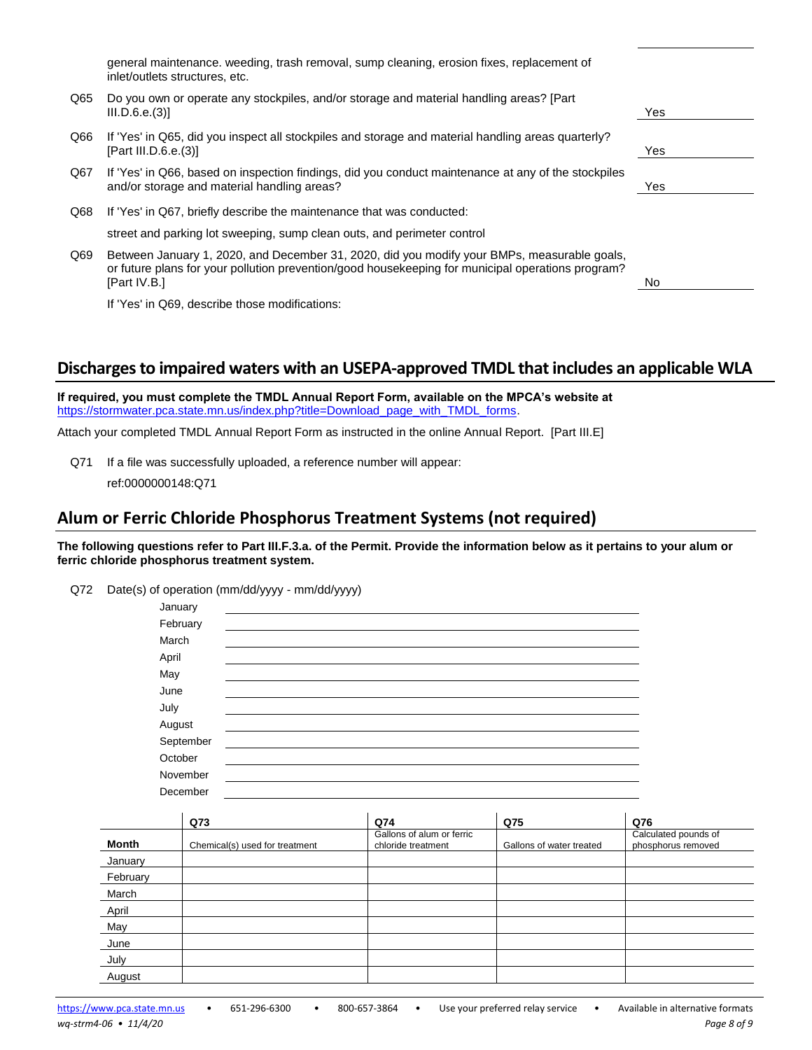general maintenance. weeding, trash removal, sump cleaning, erosion fixes, replacement of inlet/outlets structures, etc.

Q65 Do you own or operate any stockpiles, and/or storage and material handling areas? [Part III.D.6.e.(3)]

Yes

Q66 If 'Yes' in Q65, did you inspect all stockpiles and storage and material handling areas quarterly? [Part III.D.6.e.(3)]

Yes

Q67 If 'Yes' in Q66, based on inspection findings, did you conduct maintenance at any of the stockpiles and/or storage and material handling areas?

Yes

Q68 If 'Yes' in Q67, briefly describe the maintenance that was conducted:

street and parking lot sweeping, sump clean outs, and perimeter control

Q69 Between January 1, 2020, and December 31, 2020, did you modify your BMPs, measurable goals, or future plans for your pollution prevention/good housekeeping for municipal operations program? [Part IV.B.]

No

If 'Yes' in Q69, describe those modifications:

## Discharges to impaired waters with an USEPA-approved TMDL that includes an applicable WLA

**If required, you must complete the TMDL Annual Report Form, available on the MPCA's website at** https://stormwater.pca.state.mn.us/index.php?title=Download_page_with_TMDL_forms.

Attach your completed TMDL Annual Report Form as instructed in the online Annual Report. [Part III.E]

Q71 If a file was successfully uploaded, a reference number will appear:

ref:0000000148:Q71

## Alum or Ferric Chloride Phosphorus Treatment Systems (not required)

**The following questions refer to Part III.F.3.a. of the Permit. Provide the information below as it pertains to your alum or ferric chloride phosphorus treatment system.**

Q72 Date(s) of operation (mm/dd/yyyy - mm/dd/yyyy)

| Month | Date(s) of operation |
|---|---|
| January | |
| February | |
| March | |
| April | |
| May | |
| June | |
| July | |
| August | |
| September | |
| October | |
| November | |
| December | |

| | Q73 | Q74 | Q75 | Q76 |
|---|---|---|---|---|
| **Month** | Chemical(s) used for treatment | Gallons of alum or ferric chloride treatment | Gallons of water treated | Calculated pounds of phosphorus removed |
| January | | | | |
| February | | | | |
| March | | | | |
| April | | | | |
| May | | | | |
| June | | | | |
| July | | | | |
| August | | | | |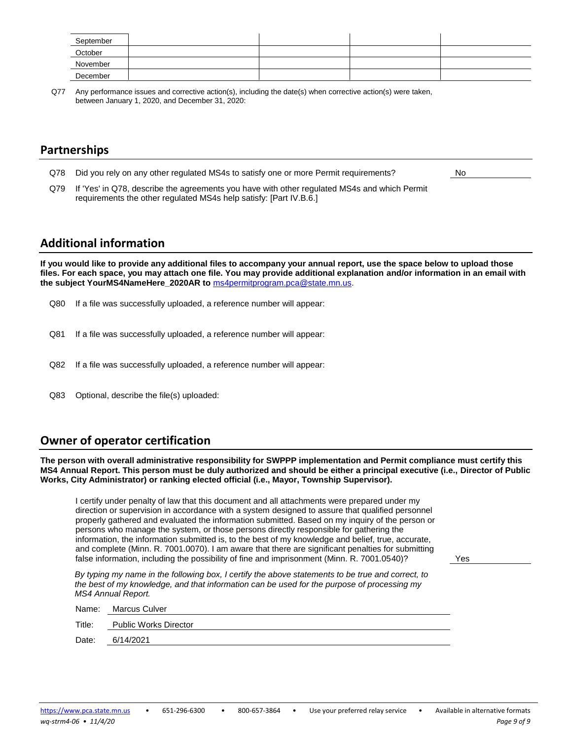| | | | | |
|---|---|---|---|---|
| September | | | | |
| October | | | | |
| November | | | | |
| December | | | | |

Q77 Any performance issues and corrective action(s), including the date(s) when corrective action(s) were taken, between January 1, 2020, and December 31, 2020:

## Partnerships

Q78 Did you rely on any other regulated MS4s to satisfy one or more Permit requirements? No

Q79 If 'Yes' in Q78, describe the agreements you have with other regulated MS4s and which Permit requirements the other regulated MS4s help satisfy: [Part IV.B.6.]

## Additional information

**If you would like to provide any additional files to accompany your annual report, use the space below to upload those files. For each space, you may attach one file. You may provide additional explanation and/or information in an email with the subject YourMS4NameHere_2020AR to** ms4permitprogram.pca@state.mn.us.

Q80 If a file was successfully uploaded, a reference number will appear:

Q81 If a file was successfully uploaded, a reference number will appear:

Q82 If a file was successfully uploaded, a reference number will appear:

Q83 Optional, describe the file(s) uploaded:

## Owner of operator certification

**The person with overall administrative responsibility for SWPPP implementation and Permit compliance must certify this MS4 Annual Report. This person must be duly authorized and should be either a principal executive (i.e., Director of Public Works, City Administrator) or ranking elected official (i.e., Mayor, Township Supervisor).**

I certify under penalty of law that this document and all attachments were prepared under my direction or supervision in accordance with a system designed to assure that qualified personnel properly gathered and evaluated the information submitted. Based on my inquiry of the person or persons who manage the system, or those persons directly responsible for gathering the information, the information submitted is, to the best of my knowledge and belief, true, accurate, and complete (Minn. R. 7001.0070). I am aware that there are significant penalties for submitting false information, including the possibility of fine and imprisonment (Minn. R. 7001.0540)? Yes

*By typing my name in the following box, I certify the above statements to be true and correct, to the best of my knowledge, and that information can be used for the purpose of processing my MS4 Annual Report.*

Name: Marcus Culver

Title: Public Works Director

Date: 6/14/2021